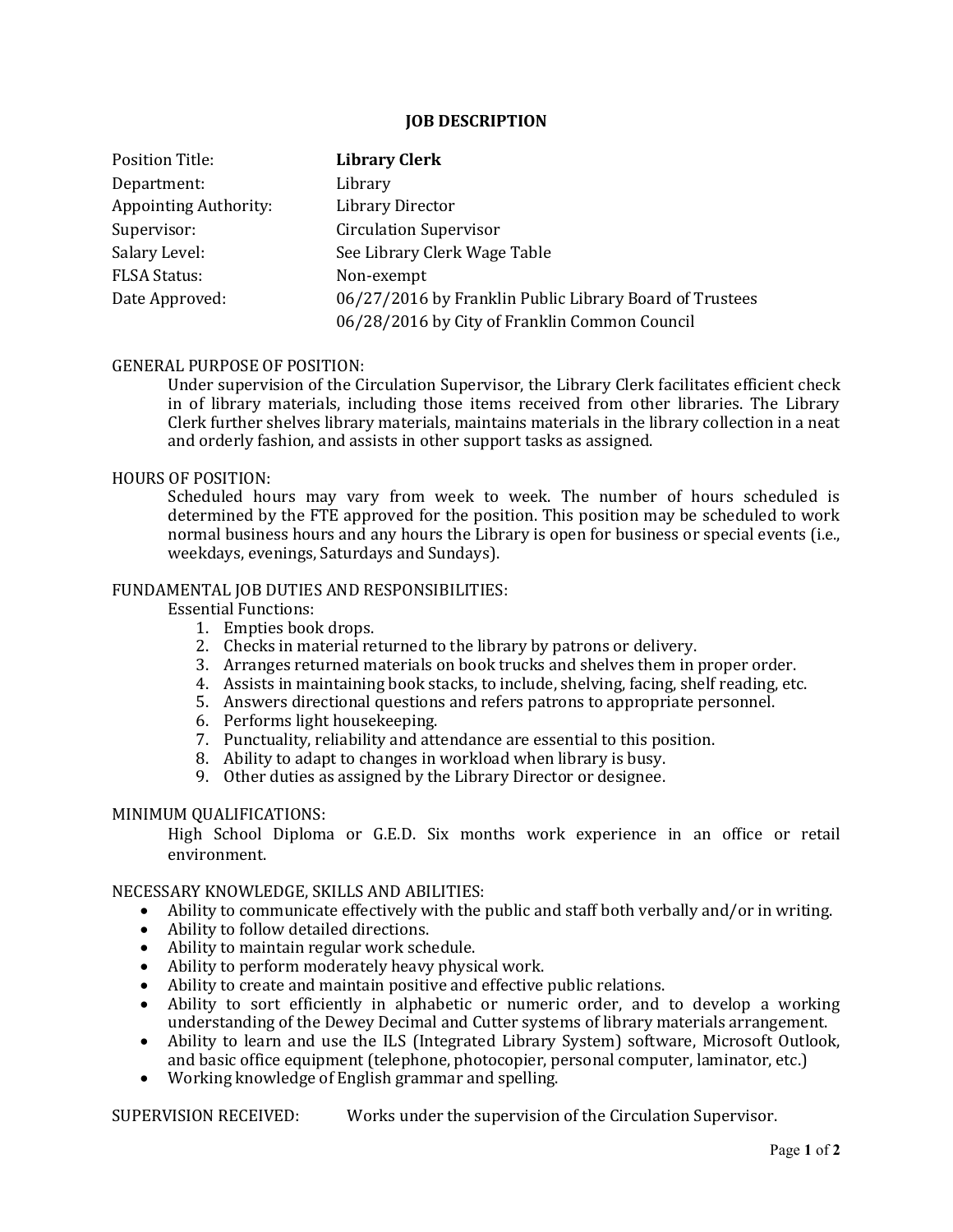# JOB DESCRIPTION

| | |
|---|---|
| Position Title: | **Library Clerk** |
| Department: | Library |
| Appointing Authority: | Library Director |
| Supervisor: | Circulation Supervisor |
| Salary Level: | See Library Clerk Wage Table |
| FLSA Status: | Non-exempt |
| Date Approved: | 06/27/2016 by Franklin Public Library Board of Trustees<br>06/28/2016 by City of Franklin Common Council |

GENERAL PURPOSE OF POSITION:

Under supervision of the Circulation Supervisor, the Library Clerk facilitates efficient check in of library materials, including those items received from other libraries. The Library Clerk further shelves library materials, maintains materials in the library collection in a neat and orderly fashion, and assists in other support tasks as assigned.

HOURS OF POSITION:

Scheduled hours may vary from week to week. The number of hours scheduled is determined by the FTE approved for the position. This position may be scheduled to work normal business hours and any hours the Library is open for business or special events (i.e., weekdays, evenings, Saturdays and Sundays).

FUNDAMENTAL JOB DUTIES AND RESPONSIBILITIES:

Essential Functions:

1. Empties book drops.
2. Checks in material returned to the library by patrons or delivery.
3. Arranges returned materials on book trucks and shelves them in proper order.
4. Assists in maintaining book stacks, to include, shelving, facing, shelf reading, etc.
5. Answers directional questions and refers patrons to appropriate personnel.
6. Performs light housekeeping.
7. Punctuality, reliability and attendance are essential to this position.
8. Ability to adapt to changes in workload when library is busy.
9. Other duties as assigned by the Library Director or designee.

MINIMUM QUALIFICATIONS:

High School Diploma or G.E.D. Six months work experience in an office or retail environment.

NECESSARY KNOWLEDGE, SKILLS AND ABILITIES:

- Ability to communicate effectively with the public and staff both verbally and/or in writing.
- Ability to follow detailed directions.
- Ability to maintain regular work schedule.
- Ability to perform moderately heavy physical work.
- Ability to create and maintain positive and effective public relations.
- Ability to sort efficiently in alphabetic or numeric order, and to develop a working understanding of the Dewey Decimal and Cutter systems of library materials arrangement.
- Ability to learn and use the ILS (Integrated Library System) software, Microsoft Outlook, and basic office equipment (telephone, photocopier, personal computer, laminator, etc.)
- Working knowledge of English grammar and spelling.

SUPERVISION RECEIVED: Works under the supervision of the Circulation Supervisor.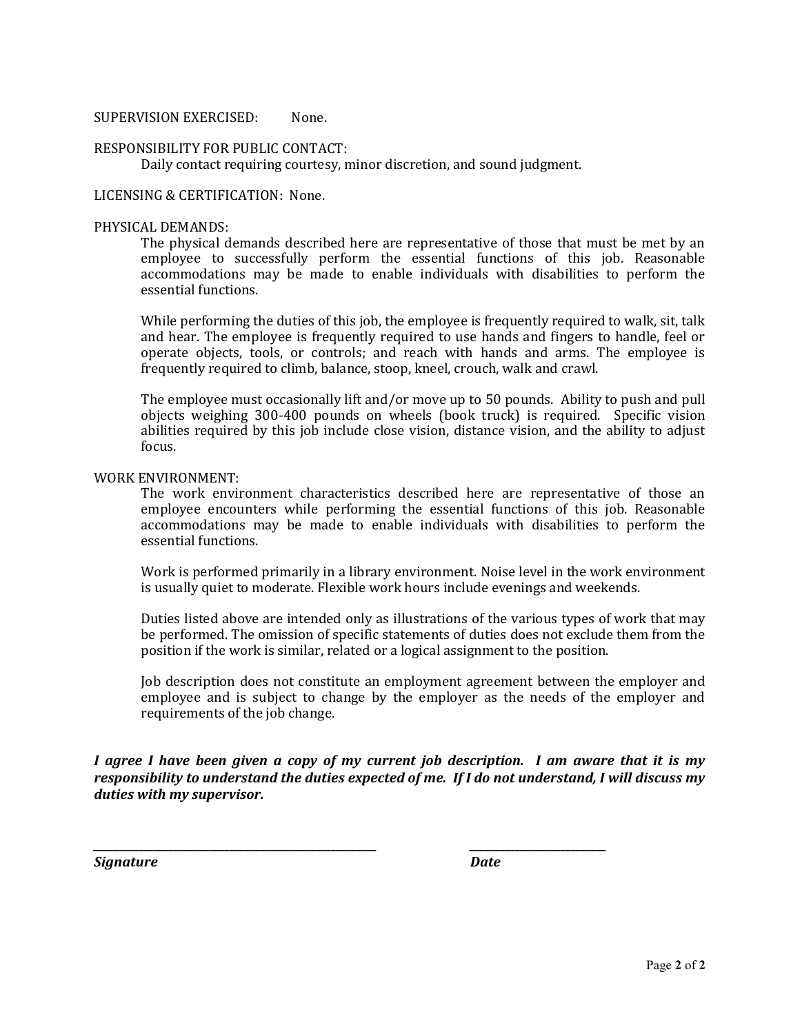SUPERVISION EXERCISED: None.

RESPONSIBILITY FOR PUBLIC CONTACT:

Daily contact requiring courtesy, minor discretion, and sound judgment.

LICENSING & CERTIFICATION: None.

PHYSICAL DEMANDS:

The physical demands described here are representative of those that must be met by an employee to successfully perform the essential functions of this job. Reasonable accommodations may be made to enable individuals with disabilities to perform the essential functions.

While performing the duties of this job, the employee is frequently required to walk, sit, talk and hear. The employee is frequently required to use hands and fingers to handle, feel or operate objects, tools, or controls; and reach with hands and arms. The employee is frequently required to climb, balance, stoop, kneel, crouch, walk and crawl.

The employee must occasionally lift and/or move up to 50 pounds. Ability to push and pull objects weighing 300-400 pounds on wheels (book truck) is required. Specific vision abilities required by this job include close vision, distance vision, and the ability to adjust focus.

WORK ENVIRONMENT:

The work environment characteristics described here are representative of those an employee encounters while performing the essential functions of this job. Reasonable accommodations may be made to enable individuals with disabilities to perform the essential functions.

Work is performed primarily in a library environment. Noise level in the work environment is usually quiet to moderate. Flexible work hours include evenings and weekends.

Duties listed above are intended only as illustrations of the various types of work that may be performed. The omission of specific statements of duties does not exclude them from the position if the work is similar, related or a logical assignment to the position.

Job description does not constitute an employment agreement between the employer and employee and is subject to change by the employer as the needs of the employer and requirements of the job change.

***I agree I have been given a copy of my current job description. I am aware that it is my responsibility to understand the duties expected of me. If I do not understand, I will discuss my duties with my supervisor.***

______________________________ ______________

***Signature*** ***Date***